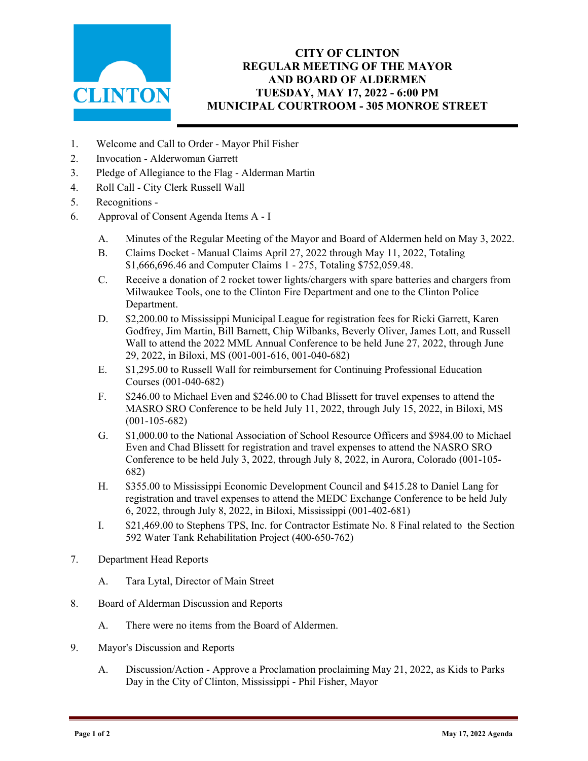# CITY OF CLINTON
## REGULAR MEETING OF THE MAYOR AND BOARD OF ALDERMEN
## TUESDAY, MAY 17, 2022 - 6:00 PM
## MUNICIPAL COURTROOM - 305 MONROE STREET

1. Welcome and Call to Order - Mayor Phil Fisher
2. Invocation - Alderwoman Garrett
3. Pledge of Allegiance to the Flag - Alderman Martin
4. Roll Call - City Clerk Russell Wall
5. Recognitions -
6. Approval of Consent Agenda Items A - I

   A. Minutes of the Regular Meeting of the Mayor and Board of Aldermen held on May 3, 2022.

   B. Claims Docket - Manual Claims April 27, 2022 through May 11, 2022, Totaling $1,666,696.46 and Computer Claims 1 - 275, Totaling $752,059.48.

   C. Receive a donation of 2 rocket tower lights/chargers with spare batteries and chargers from Milwaukee Tools, one to the Clinton Fire Department and one to the Clinton Police Department.

   D. $2,200.00 to Mississippi Municipal League for registration fees for Ricki Garrett, Karen Godfrey, Jim Martin, Bill Barnett, Chip Wilbanks, Beverly Oliver, James Lott, and Russell Wall to attend the 2022 MML Annual Conference to be held June 27, 2022, through June 29, 2022, in Biloxi, MS (001-001-616, 001-040-682)

   E. $1,295.00 to Russell Wall for reimbursement for Continuing Professional Education Courses (001-040-682)

   F. $246.00 to Michael Even and $246.00 to Chad Blissett for travel expenses to attend the MASRO SRO Conference to be held July 11, 2022, through July 15, 2022, in Biloxi, MS (001-105-682)

   G. $1,000.00 to the National Association of School Resource Officers and $984.00 to Michael Even and Chad Blissett for registration and travel expenses to attend the NASRO SRO Conference to be held July 3, 2022, through July 8, 2022, in Aurora, Colorado (001-105-682)

   H. $355.00 to Mississippi Economic Development Council and $415.28 to Daniel Lang for registration and travel expenses to attend the MEDC Exchange Conference to be held July 6, 2022, through July 8, 2022, in Biloxi, Mississippi (001-402-681)

   I. $21,469.00 to Stephens TPS, Inc. for Contractor Estimate No. 8 Final related to the Section 592 Water Tank Rehabilitation Project (400-650-762)

7. Department Head Reports

   A. Tara Lytal, Director of Main Street

8. Board of Alderman Discussion and Reports

   A. There were no items from the Board of Aldermen.

9. Mayor's Discussion and Reports

   A. Discussion/Action - Approve a Proclamation proclaiming May 21, 2022, as Kids to Parks Day in the City of Clinton, Mississippi - Phil Fisher, Mayor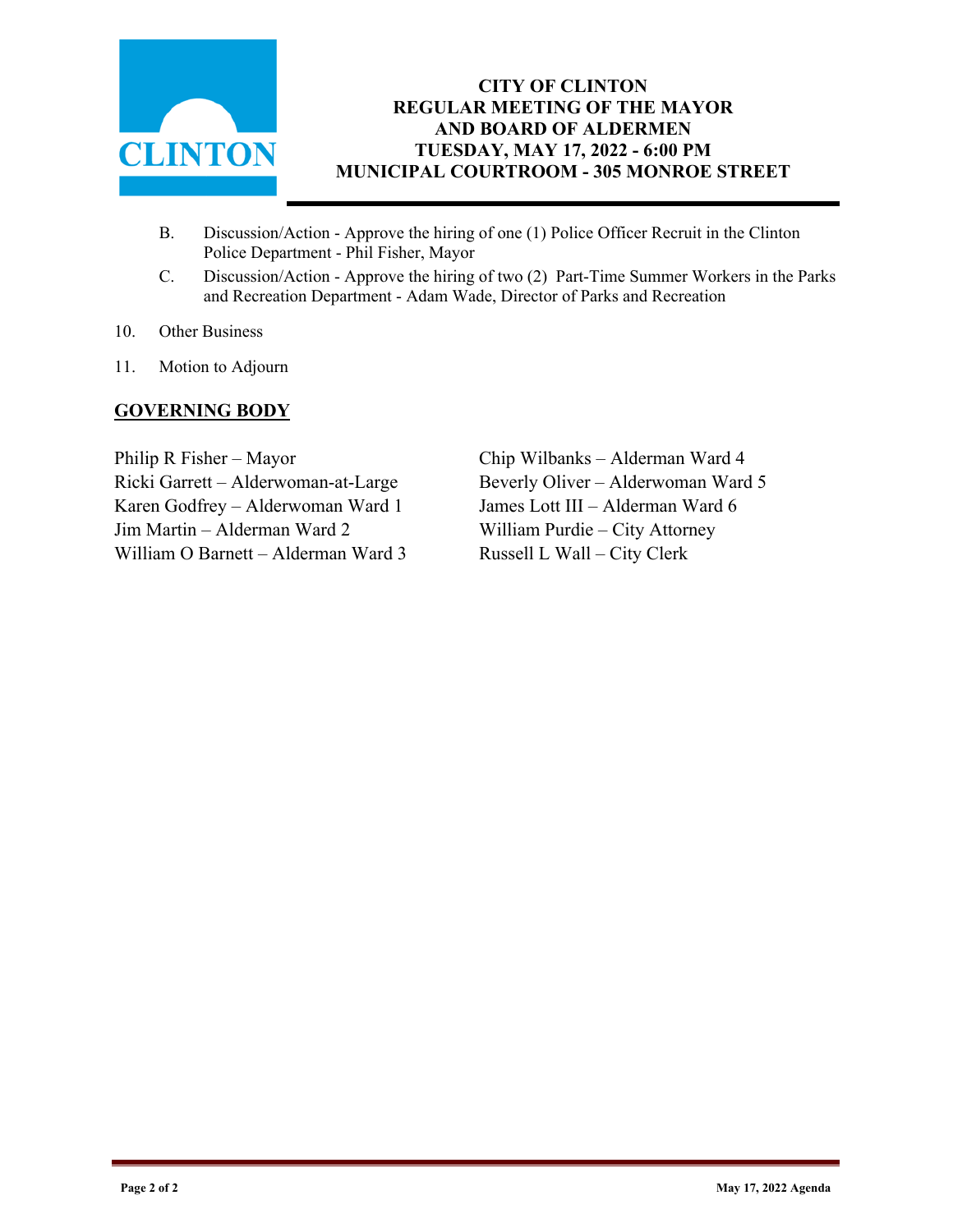# CITY OF CLINTON
## REGULAR MEETING OF THE MAYOR AND BOARD OF ALDERMEN
## TUESDAY, MAY 17, 2022 - 6:00 PM
## MUNICIPAL COURTROOM - 305 MONROE STREET

B. Discussion/Action - Approve the hiring of one (1) Police Officer Recruit in the Clinton Police Department - Phil Fisher, Mayor

C. Discussion/Action - Approve the hiring of two (2) Part-Time Summer Workers in the Parks and Recreation Department - Adam Wade, Director of Parks and Recreation

10. Other Business

11. Motion to Adjourn

## GOVERNING BODY

Philip R Fisher – Mayor
Ricki Garrett – Alderwoman-at-Large
Karen Godfrey – Alderwoman Ward 1
Jim Martin – Alderman Ward 2
William O Barnett – Alderman Ward 3
Chip Wilbanks – Alderman Ward 4
Beverly Oliver – Alderwoman Ward 5
James Lott III – Alderman Ward 6
William Purdie – City Attorney
Russell L Wall – City Clerk